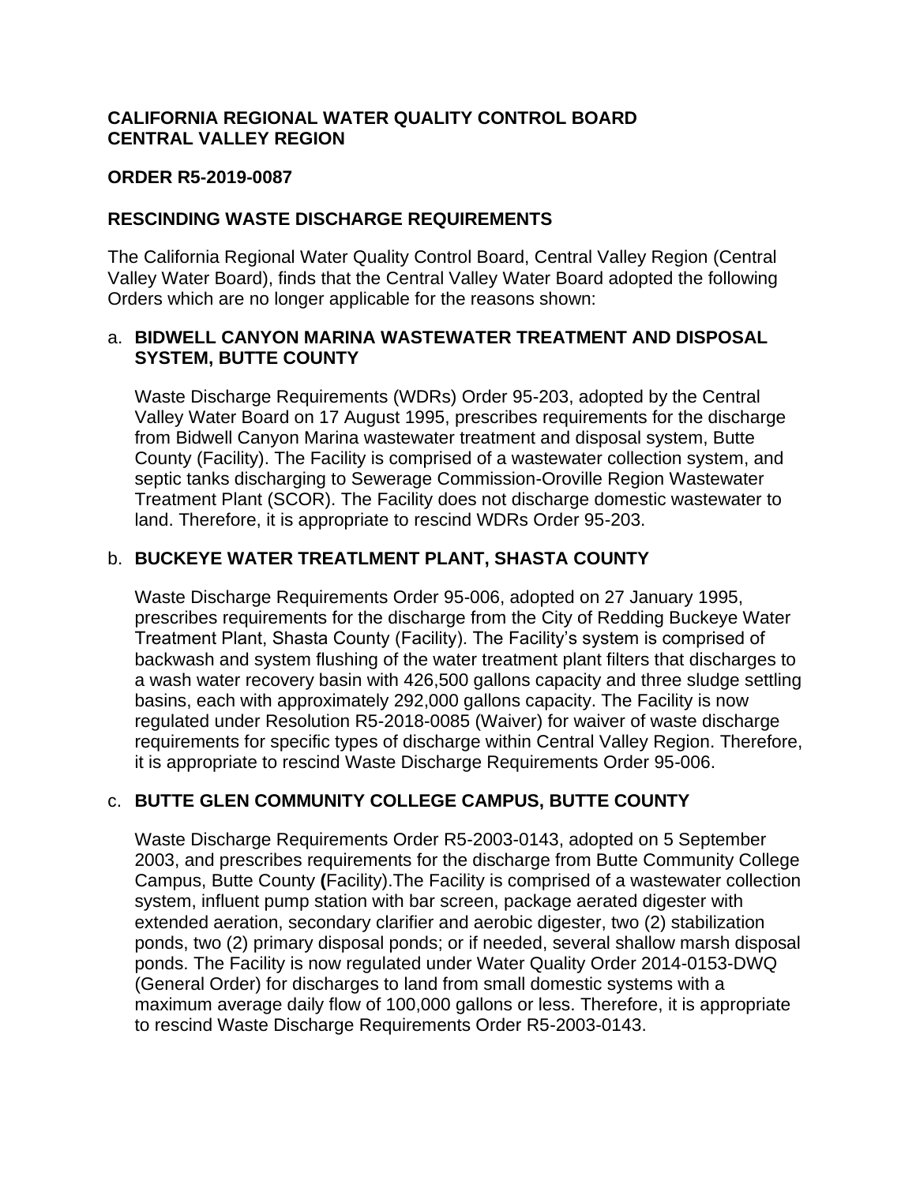**CALIFORNIA REGIONAL WATER QUALITY CONTROL BOARD**
**CENTRAL VALLEY REGION**

**ORDER R5-2019-0087**

**RESCINDING WASTE DISCHARGE REQUIREMENTS**

The California Regional Water Quality Control Board, Central Valley Region (Central Valley Water Board), finds that the Central Valley Water Board adopted the following Orders which are no longer applicable for the reasons shown:

a. **BIDWELL CANYON MARINA WASTEWATER TREATMENT AND DISPOSAL SYSTEM, BUTTE COUNTY**

   Waste Discharge Requirements (WDRs) Order 95-203, adopted by the Central Valley Water Board on 17 August 1995, prescribes requirements for the discharge from Bidwell Canyon Marina wastewater treatment and disposal system, Butte County (Facility). The Facility is comprised of a wastewater collection system, and septic tanks discharging to Sewerage Commission-Oroville Region Wastewater Treatment Plant (SCOR). The Facility does not discharge domestic wastewater to land. Therefore, it is appropriate to rescind WDRs Order 95-203.

b. **BUCKEYE WATER TREATLMENT PLANT, SHASTA COUNTY**

   Waste Discharge Requirements Order 95-006, adopted on 27 January 1995, prescribes requirements for the discharge from the City of Redding Buckeye Water Treatment Plant, Shasta County (Facility). The Facility's system is comprised of backwash and system flushing of the water treatment plant filters that discharges to a wash water recovery basin with 426,500 gallons capacity and three sludge settling basins, each with approximately 292,000 gallons capacity. The Facility is now regulated under Resolution R5-2018-0085 (Waiver) for waiver of waste discharge requirements for specific types of discharge within Central Valley Region. Therefore, it is appropriate to rescind Waste Discharge Requirements Order 95-006.

c. **BUTTE GLEN COMMUNITY COLLEGE CAMPUS, BUTTE COUNTY**

   Waste Discharge Requirements Order R5-2003-0143, adopted on 5 September 2003, and prescribes requirements for the discharge from Butte Community College Campus, Butte County **(**Facility).The Facility is comprised of a wastewater collection system, influent pump station with bar screen, package aerated digester with extended aeration, secondary clarifier and aerobic digester, two (2) stabilization ponds, two (2) primary disposal ponds; or if needed, several shallow marsh disposal ponds. The Facility is now regulated under Water Quality Order 2014-0153-DWQ (General Order) for discharges to land from small domestic systems with a maximum average daily flow of 100,000 gallons or less. Therefore, it is appropriate to rescind Waste Discharge Requirements Order R5-2003-0143.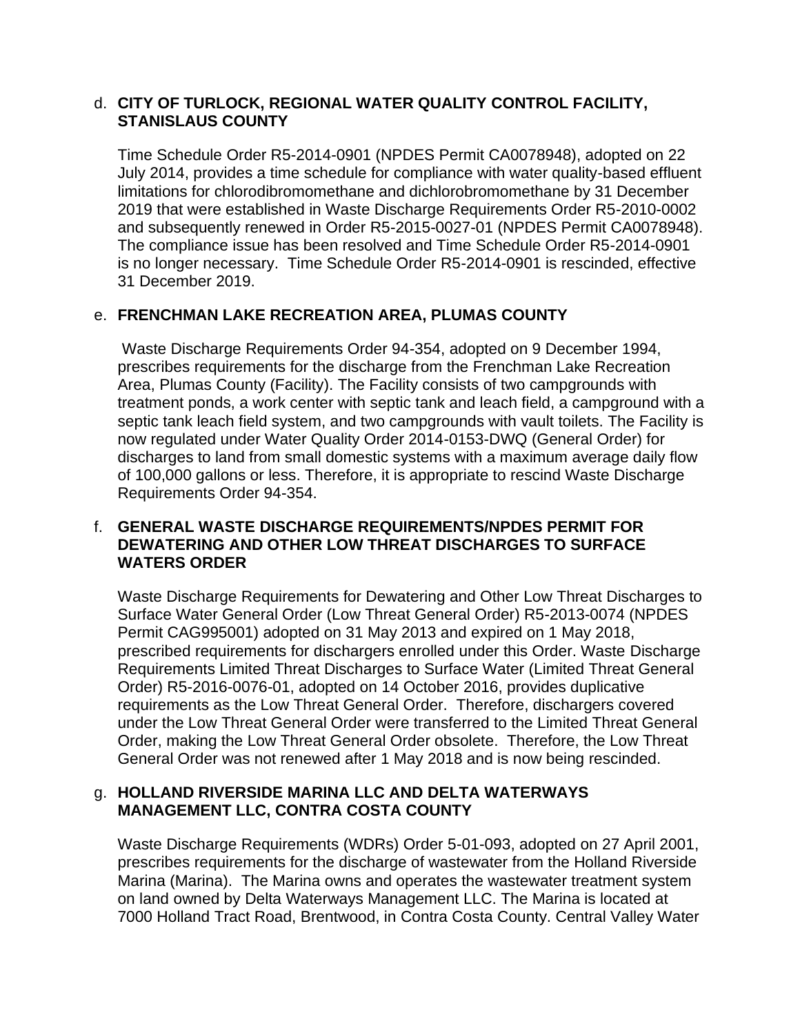d. **CITY OF TURLOCK, REGIONAL WATER QUALITY CONTROL FACILITY, STANISLAUS COUNTY**

Time Schedule Order R5-2014-0901 (NPDES Permit CA0078948), adopted on 22 July 2014, provides a time schedule for compliance with water quality-based effluent limitations for chlorodibromomethane and dichlorobromomethane by 31 December 2019 that were established in Waste Discharge Requirements Order R5-2010-0002 and subsequently renewed in Order R5-2015-0027-01 (NPDES Permit CA0078948). The compliance issue has been resolved and Time Schedule Order R5-2014-0901 is no longer necessary. Time Schedule Order R5-2014-0901 is rescinded, effective 31 December 2019.

e. **FRENCHMAN LAKE RECREATION AREA, PLUMAS COUNTY**

Waste Discharge Requirements Order 94-354, adopted on 9 December 1994, prescribes requirements for the discharge from the Frenchman Lake Recreation Area, Plumas County (Facility). The Facility consists of two campgrounds with treatment ponds, a work center with septic tank and leach field, a campground with a septic tank leach field system, and two campgrounds with vault toilets. The Facility is now regulated under Water Quality Order 2014-0153-DWQ (General Order) for discharges to land from small domestic systems with a maximum average daily flow of 100,000 gallons or less. Therefore, it is appropriate to rescind Waste Discharge Requirements Order 94-354.

f. **GENERAL WASTE DISCHARGE REQUIREMENTS/NPDES PERMIT FOR DEWATERING AND OTHER LOW THREAT DISCHARGES TO SURFACE WATERS ORDER**

Waste Discharge Requirements for Dewatering and Other Low Threat Discharges to Surface Water General Order (Low Threat General Order) R5-2013-0074 (NPDES Permit CAG995001) adopted on 31 May 2013 and expired on 1 May 2018, prescribed requirements for dischargers enrolled under this Order. Waste Discharge Requirements Limited Threat Discharges to Surface Water (Limited Threat General Order) R5-2016-0076-01, adopted on 14 October 2016, provides duplicative requirements as the Low Threat General Order. Therefore, dischargers covered under the Low Threat General Order were transferred to the Limited Threat General Order, making the Low Threat General Order obsolete. Therefore, the Low Threat General Order was not renewed after 1 May 2018 and is now being rescinded.

g. **HOLLAND RIVERSIDE MARINA LLC AND DELTA WATERWAYS MANAGEMENT LLC, CONTRA COSTA COUNTY**

Waste Discharge Requirements (WDRs) Order 5-01-093, adopted on 27 April 2001, prescribes requirements for the discharge of wastewater from the Holland Riverside Marina (Marina). The Marina owns and operates the wastewater treatment system on land owned by Delta Waterways Management LLC. The Marina is located at 7000 Holland Tract Road, Brentwood, in Contra Costa County. Central Valley Water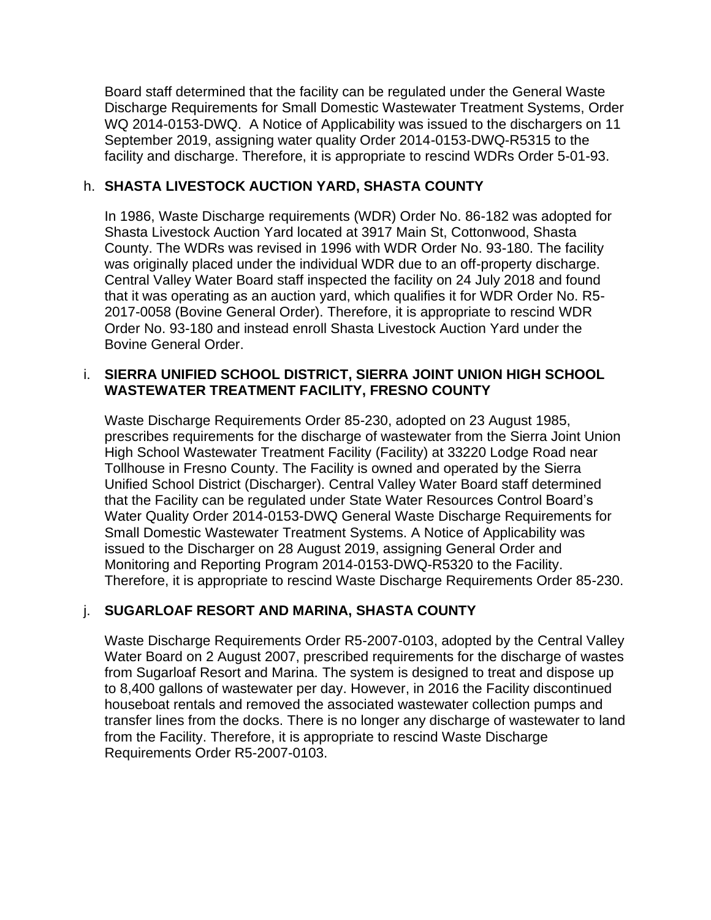Board staff determined that the facility can be regulated under the General Waste Discharge Requirements for Small Domestic Wastewater Treatment Systems, Order WQ 2014-0153-DWQ. A Notice of Applicability was issued to the dischargers on 11 September 2019, assigning water quality Order 2014-0153-DWQ-R5315 to the facility and discharge. Therefore, it is appropriate to rescind WDRs Order 5-01-93.

h. **SHASTA LIVESTOCK AUCTION YARD, SHASTA COUNTY**

In 1986, Waste Discharge requirements (WDR) Order No. 86-182 was adopted for Shasta Livestock Auction Yard located at 3917 Main St, Cottonwood, Shasta County. The WDRs was revised in 1996 with WDR Order No. 93-180. The facility was originally placed under the individual WDR due to an off-property discharge. Central Valley Water Board staff inspected the facility on 24 July 2018 and found that it was operating as an auction yard, which qualifies it for WDR Order No. R5-2017-0058 (Bovine General Order). Therefore, it is appropriate to rescind WDR Order No. 93-180 and instead enroll Shasta Livestock Auction Yard under the Bovine General Order.

i. **SIERRA UNIFIED SCHOOL DISTRICT, SIERRA JOINT UNION HIGH SCHOOL WASTEWATER TREATMENT FACILITY, FRESNO COUNTY**

Waste Discharge Requirements Order 85-230, adopted on 23 August 1985, prescribes requirements for the discharge of wastewater from the Sierra Joint Union High School Wastewater Treatment Facility (Facility) at 33220 Lodge Road near Tollhouse in Fresno County. The Facility is owned and operated by the Sierra Unified School District (Discharger). Central Valley Water Board staff determined that the Facility can be regulated under State Water Resources Control Board's Water Quality Order 2014-0153-DWQ General Waste Discharge Requirements for Small Domestic Wastewater Treatment Systems. A Notice of Applicability was issued to the Discharger on 28 August 2019, assigning General Order and Monitoring and Reporting Program 2014-0153-DWQ-R5320 to the Facility. Therefore, it is appropriate to rescind Waste Discharge Requirements Order 85-230.

j. **SUGARLOAF RESORT AND MARINA, SHASTA COUNTY**

Waste Discharge Requirements Order R5-2007-0103, adopted by the Central Valley Water Board on 2 August 2007, prescribed requirements for the discharge of wastes from Sugarloaf Resort and Marina. The system is designed to treat and dispose up to 8,400 gallons of wastewater per day. However, in 2016 the Facility discontinued houseboat rentals and removed the associated wastewater collection pumps and transfer lines from the docks. There is no longer any discharge of wastewater to land from the Facility. Therefore, it is appropriate to rescind Waste Discharge Requirements Order R5-2007-0103.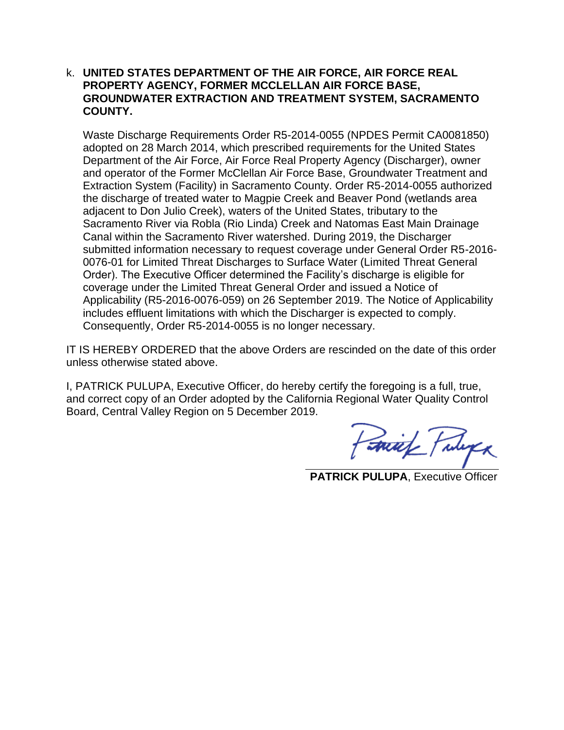k. **UNITED STATES DEPARTMENT OF THE AIR FORCE, AIR FORCE REAL PROPERTY AGENCY, FORMER MCCLELLAN AIR FORCE BASE, GROUNDWATER EXTRACTION AND TREATMENT SYSTEM, SACRAMENTO COUNTY.**

Waste Discharge Requirements Order R5-2014-0055 (NPDES Permit CA0081850) adopted on 28 March 2014, which prescribed requirements for the United States Department of the Air Force, Air Force Real Property Agency (Discharger), owner and operator of the Former McClellan Air Force Base, Groundwater Treatment and Extraction System (Facility) in Sacramento County. Order R5-2014-0055 authorized the discharge of treated water to Magpie Creek and Beaver Pond (wetlands area adjacent to Don Julio Creek), waters of the United States, tributary to the Sacramento River via Robla (Rio Linda) Creek and Natomas East Main Drainage Canal within the Sacramento River watershed. During 2019, the Discharger submitted information necessary to request coverage under General Order R5-2016-0076-01 for Limited Threat Discharges to Surface Water (Limited Threat General Order). The Executive Officer determined the Facility's discharge is eligible for coverage under the Limited Threat General Order and issued a Notice of Applicability (R5-2016-0076-059) on 26 September 2019. The Notice of Applicability includes effluent limitations with which the Discharger is expected to comply. Consequently, Order R5-2014-0055 is no longer necessary.

IT IS HEREBY ORDERED that the above Orders are rescinded on the date of this order unless otherwise stated above.

I, PATRICK PULUPA, Executive Officer, do hereby certify the foregoing is a full, true, and correct copy of an Order adopted by the California Regional Water Quality Control Board, Central Valley Region on 5 December 2019.

**PATRICK PULUPA**, Executive Officer